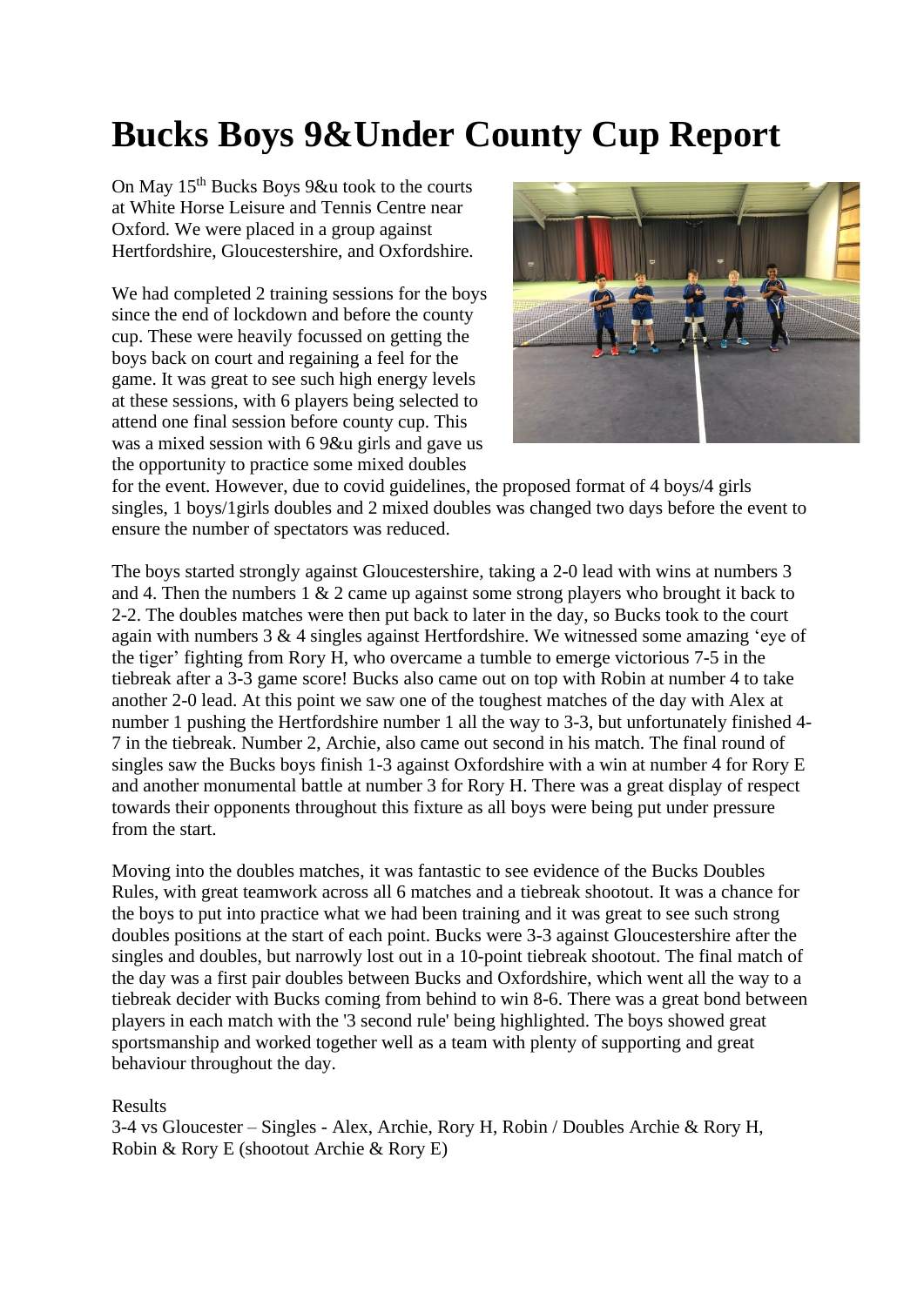# Bucks Boys 9&Under County Cup Report

On May 15th Bucks Boys 9&u took to the courts at White Horse Leisure and Tennis Centre near Oxford. We were placed in a group against Hertfordshire, Gloucestershire, and Oxfordshire.

We had completed 2 training sessions for the boys since the end of lockdown and before the county cup. These were heavily focussed on getting the boys back on court and regaining a feel for the game. It was great to see such high energy levels at these sessions, with 6 players being selected to attend one final session before county cup. This was a mixed session with 6 9&u girls and gave us the opportunity to practice some mixed doubles for the event. However, due to covid guidelines, the proposed format of 4 boys/4 girls singles, 1 boys/1girls doubles and 2 mixed doubles was changed two days before the event to ensure the number of spectators was reduced.

The boys started strongly against Gloucestershire, taking a 2-0 lead with wins at numbers 3 and 4. Then the numbers 1 & 2 came up against some strong players who brought it back to 2-2. The doubles matches were then put back to later in the day, so Bucks took to the court again with numbers 3 & 4 singles against Hertfordshire. We witnessed some amazing 'eye of the tiger' fighting from Rory H, who overcame a tumble to emerge victorious 7-5 in the tiebreak after a 3-3 game score! Bucks also came out on top with Robin at number 4 to take another 2-0 lead. At this point we saw one of the toughest matches of the day with Alex at number 1 pushing the Hertfordshire number 1 all the way to 3-3, but unfortunately finished 4-7 in the tiebreak. Number 2, Archie, also came out second in his match. The final round of singles saw the Bucks boys finish 1-3 against Oxfordshire with a win at number 4 for Rory E and another monumental battle at number 3 for Rory H. There was a great display of respect towards their opponents throughout this fixture as all boys were being put under pressure from the start.

Moving into the doubles matches, it was fantastic to see evidence of the Bucks Doubles Rules, with great teamwork across all 6 matches and a tiebreak shootout. It was a chance for the boys to put into practice what we had been training and it was great to see such strong doubles positions at the start of each point. Bucks were 3-3 against Gloucestershire after the singles and doubles, but narrowly lost out in a 10-point tiebreak shootout. The final match of the day was a first pair doubles between Bucks and Oxfordshire, which went all the way to a tiebreak decider with Bucks coming from behind to win 8-6. There was a great bond between players in each match with the '3 second rule' being highlighted. The boys showed great sportsmanship and worked together well as a team with plenty of supporting and great behaviour throughout the day.

Results

3-4 vs Gloucester – Singles - Alex, Archie, Rory H, Robin / Doubles Archie & Rory H, Robin & Rory E (shootout Archie & Rory E)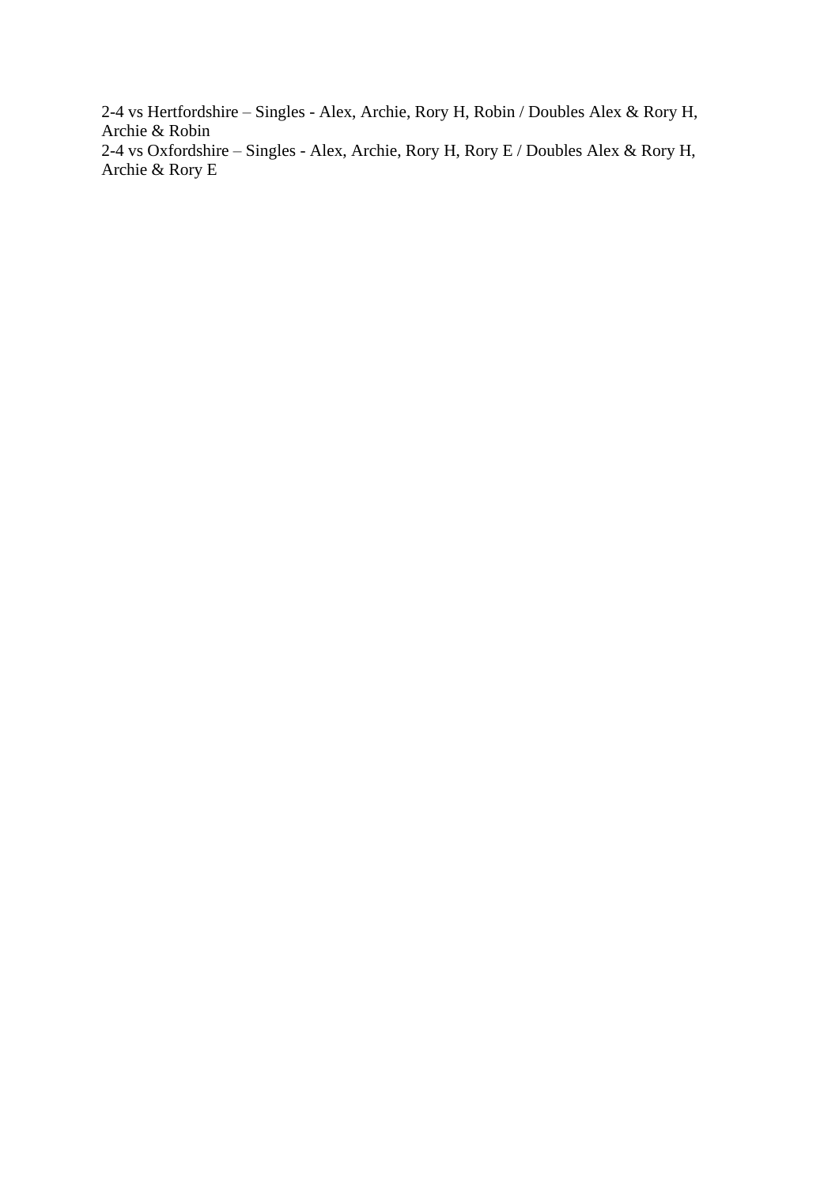2-4 vs Hertfordshire – Singles - Alex, Archie, Rory H, Robin / Doubles Alex & Rory H, Archie & Robin
2-4 vs Oxfordshire – Singles - Alex, Archie, Rory H, Rory E / Doubles Alex & Rory H, Archie & Rory E